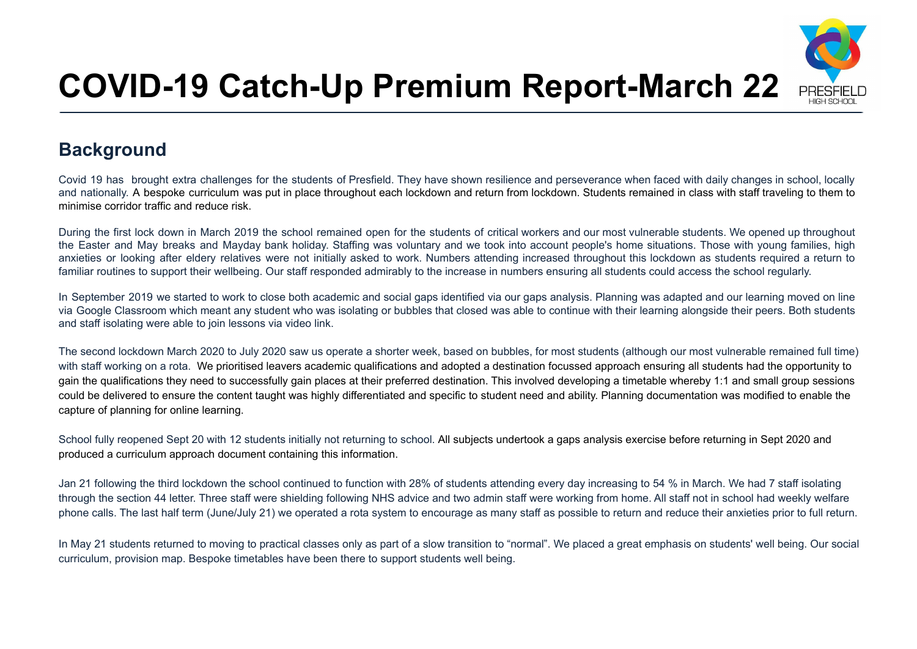# COVID-19 Catch-Up Premium Report-March 22

PRESFIELD
HIGH SCHOOL

## Background

Covid 19 has brought extra challenges for the students of Presfield. They have shown resilience and perseverance when faced with daily changes in school, locally and nationally. A bespoke curriculum was put in place throughout each lockdown and return from lockdown. Students remained in class with staff traveling to them to minimise corridor traffic and reduce risk.

During the first lock down in March 2019 the school remained open for the students of critical workers and our most vulnerable students. We opened up throughout the Easter and May breaks and Mayday bank holiday. Staffing was voluntary and we took into account people's home situations. Those with young families, high anxieties or looking after eldery relatives were not initially asked to work. Numbers attending increased throughout this lockdown as students required a return to familiar routines to support their wellbeing. Our staff responded admirably to the increase in numbers ensuring all students could access the school regularly.

In September 2019 we started to work to close both academic and social gaps identified via our gaps analysis. Planning was adapted and our learning moved on line via Google Classroom which meant any student who was isolating or bubbles that closed was able to continue with their learning alongside their peers. Both students and staff isolating were able to join lessons via video link.

The second lockdown March 2020 to July 2020 saw us operate a shorter week, based on bubbles, for most students (although our most vulnerable remained full time) with staff working on a rota. We prioritised leavers academic qualifications and adopted a destination focussed approach ensuring all students had the opportunity to gain the qualifications they need to successfully gain places at their preferred destination. This involved developing a timetable whereby 1:1 and small group sessions could be delivered to ensure the content taught was highly differentiated and specific to student need and ability. Planning documentation was modified to enable the capture of planning for online learning.

School fully reopened Sept 20 with 12 students initially not returning to school. All subjects undertook a gaps analysis exercise before returning in Sept 2020 and produced a curriculum approach document containing this information.

Jan 21 following the third lockdown the school continued to function with 28% of students attending every day increasing to 54 % in March. We had 7 staff isolating through the section 44 letter. Three staff were shielding following NHS advice and two admin staff were working from home. All staff not in school had weekly welfare phone calls. The last half term (June/July 21) we operated a rota system to encourage as many staff as possible to return and reduce their anxieties prior to full return.

In May 21 students returned to moving to practical classes only as part of a slow transition to "normal". We placed a great emphasis on students' well being. Our social curriculum, provision map. Bespoke timetables have been there to support students well being.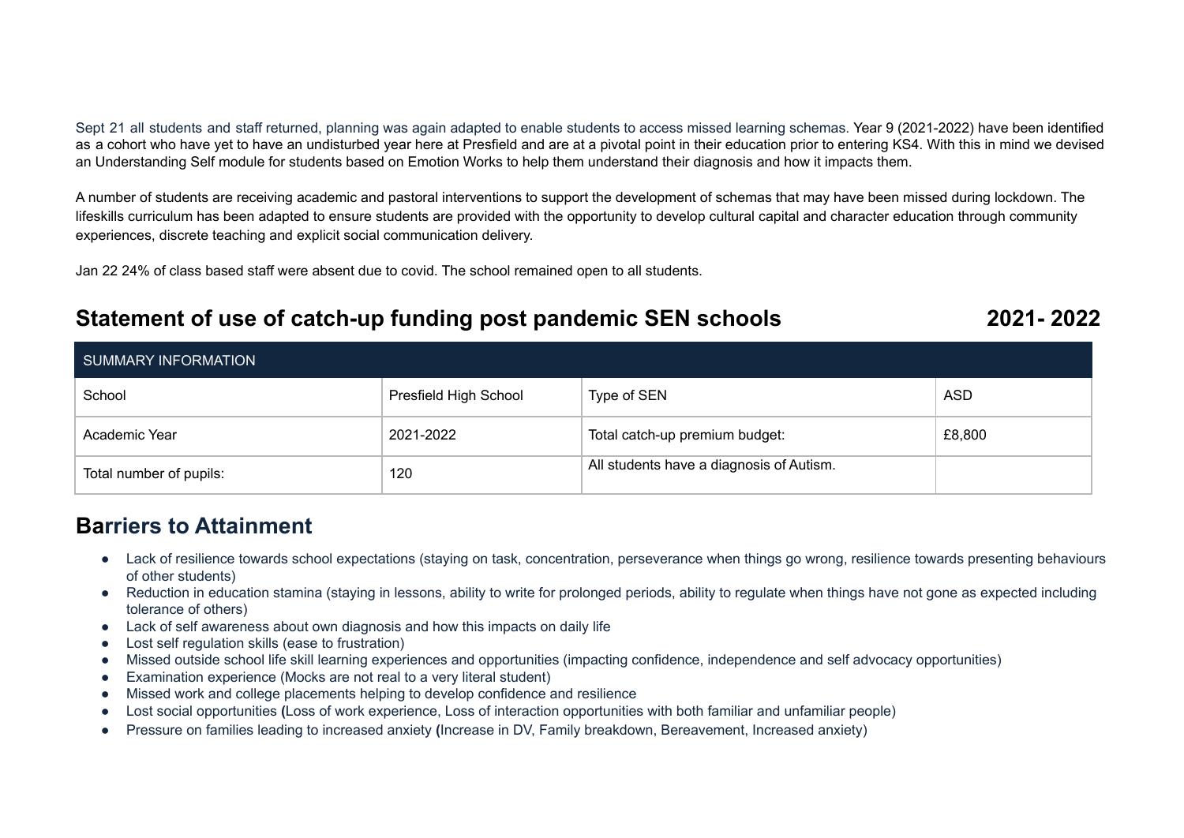Sept 21 all students and staff returned, planning was again adapted to enable students to access missed learning schemas. Year 9 (2021-2022) have been identified as a cohort who have yet to have an undisturbed year here at Presfield and are at a pivotal point in their education prior to entering KS4. With this in mind we devised an Understanding Self module for students based on Emotion Works to help them understand their diagnosis and how it impacts them.

A number of students are receiving academic and pastoral interventions to support the development of schemas that may have been missed during lockdown. The lifeskills curriculum has been adapted to ensure students are provided with the opportunity to develop cultural capital and character education through community experiences, discrete teaching and explicit social communication delivery.

Jan 22 24% of class based staff were absent due to covid. The school remained open to all students.

## Statement of use of catch-up funding post pandemic SEN schools 2021- 2022

| SUMMARY INFORMATION | | | |
|---|---|---|---|
| School | Presfield High School | Type of SEN | ASD |
| Academic Year | 2021-2022 | Total catch-up premium budget: | £8,800 |
| Total number of pupils: | 120 | All students have a diagnosis of Autism. | |

## Barriers to Attainment

- Lack of resilience towards school expectations (staying on task, concentration, perseverance when things go wrong, resilience towards presenting behaviours of other students)
- Reduction in education stamina (staying in lessons, ability to write for prolonged periods, ability to regulate when things have not gone as expected including tolerance of others)
- Lack of self awareness about own diagnosis and how this impacts on daily life
- Lost self regulation skills (ease to frustration)
- Missed outside school life skill learning experiences and opportunities (impacting confidence, independence and self advocacy opportunities)
- Examination experience (Mocks are not real to a very literal student)
- Missed work and college placements helping to develop confidence and resilience
- Lost social opportunities (Loss of work experience, Loss of interaction opportunities with both familiar and unfamiliar people)
- Pressure on families leading to increased anxiety (Increase in DV, Family breakdown, Bereavement, Increased anxiety)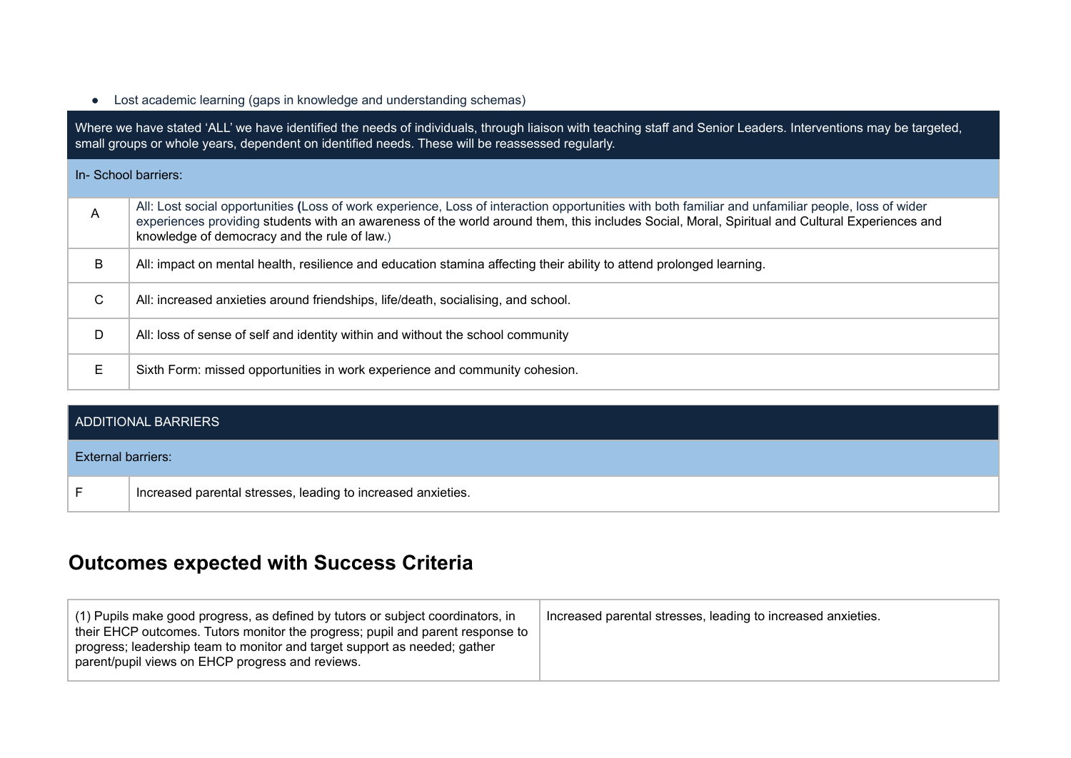- Lost academic learning (gaps in knowledge and understanding schemas)

| Where we have stated 'ALL' we have identified the needs of individuals, through liaison with teaching staff and Senior Leaders. Interventions may be targeted, small groups or whole years, dependent on identified needs. These will be reassessed regularly. | |
|---|---|
| In- School barriers: | |
| A | All: Lost social opportunities (Loss of work experience, Loss of interaction opportunities with both familiar and unfamiliar people, loss of wider experiences providing students with an awareness of the world around them, this includes Social, Moral, Spiritual and Cultural Experiences and knowledge of democracy and the rule of law.) |
| B | All: impact on mental health, resilience and education stamina affecting their ability to attend prolonged learning. |
| C | All: increased anxieties around friendships, life/death, socialising, and school. |
| D | All: loss of sense of self and identity within and without the school community |
| E | Sixth Form: missed opportunities in work experience and community cohesion. |

| ADDITIONAL BARRIERS | |
|---|---|
| External barriers: | |
| F | Increased parental stresses, leading to increased anxieties. |

## Outcomes expected with Success Criteria

| | |
|---|---|
| (1) Pupils make good progress, as defined by tutors or subject coordinators, in their EHCP outcomes. Tutors monitor the progress; pupil and parent response to progress; leadership team to monitor and target support as needed; gather parent/pupil views on EHCP progress and reviews. | Increased parental stresses, leading to increased anxieties. |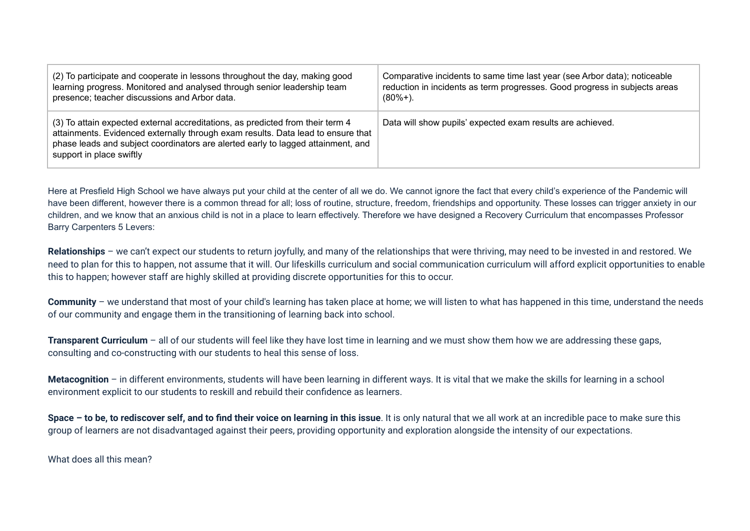| | |
|---|---|
| (2) To participate and cooperate in lessons throughout the day, making good learning progress. Monitored and analysed through senior leadership team presence; teacher discussions and Arbor data. | Comparative incidents to same time last year (see Arbor data); noticeable reduction in incidents as term progresses. Good progress in subjects areas (80%+). |
| (3) To attain expected external accreditations, as predicted from their term 4 attainments. Evidenced externally through exam results. Data lead to ensure that phase leads and subject coordinators are alerted early to lagged attainment, and support in place swiftly | Data will show pupils' expected exam results are achieved. |

Here at Presfield High School we have always put your child at the center of all we do. We cannot ignore the fact that every child's experience of the Pandemic will have been different, however there is a common thread for all; loss of routine, structure, freedom, friendships and opportunity. These losses can trigger anxiety in our children, and we know that an anxious child is not in a place to learn effectively. Therefore we have designed a Recovery Curriculum that encompasses Professor Barry Carpenters 5 Levers:

**Relationships** – we can't expect our students to return joyfully, and many of the relationships that were thriving, may need to be invested in and restored. We need to plan for this to happen, not assume that it will. Our lifeskills curriculum and social communication curriculum will afford explicit opportunities to enable this to happen; however staff are highly skilled at providing discrete opportunities for this to occur.

**Community** – we understand that most of your child's learning has taken place at home; we will listen to what has happened in this time, understand the needs of our community and engage them in the transitioning of learning back into school.

**Transparent Curriculum** – all of our students will feel like they have lost time in learning and we must show them how we are addressing these gaps, consulting and co-constructing with our students to heal this sense of loss.

**Metacognition** – in different environments, students will have been learning in different ways. It is vital that we make the skills for learning in a school environment explicit to our students to reskill and rebuild their confidence as learners.

**Space – to be, to rediscover self, and to find their voice on learning in this issue**. It is only natural that we all work at an incredible pace to make sure this group of learners are not disadvantaged against their peers, providing opportunity and exploration alongside the intensity of our expectations.

What does all this mean?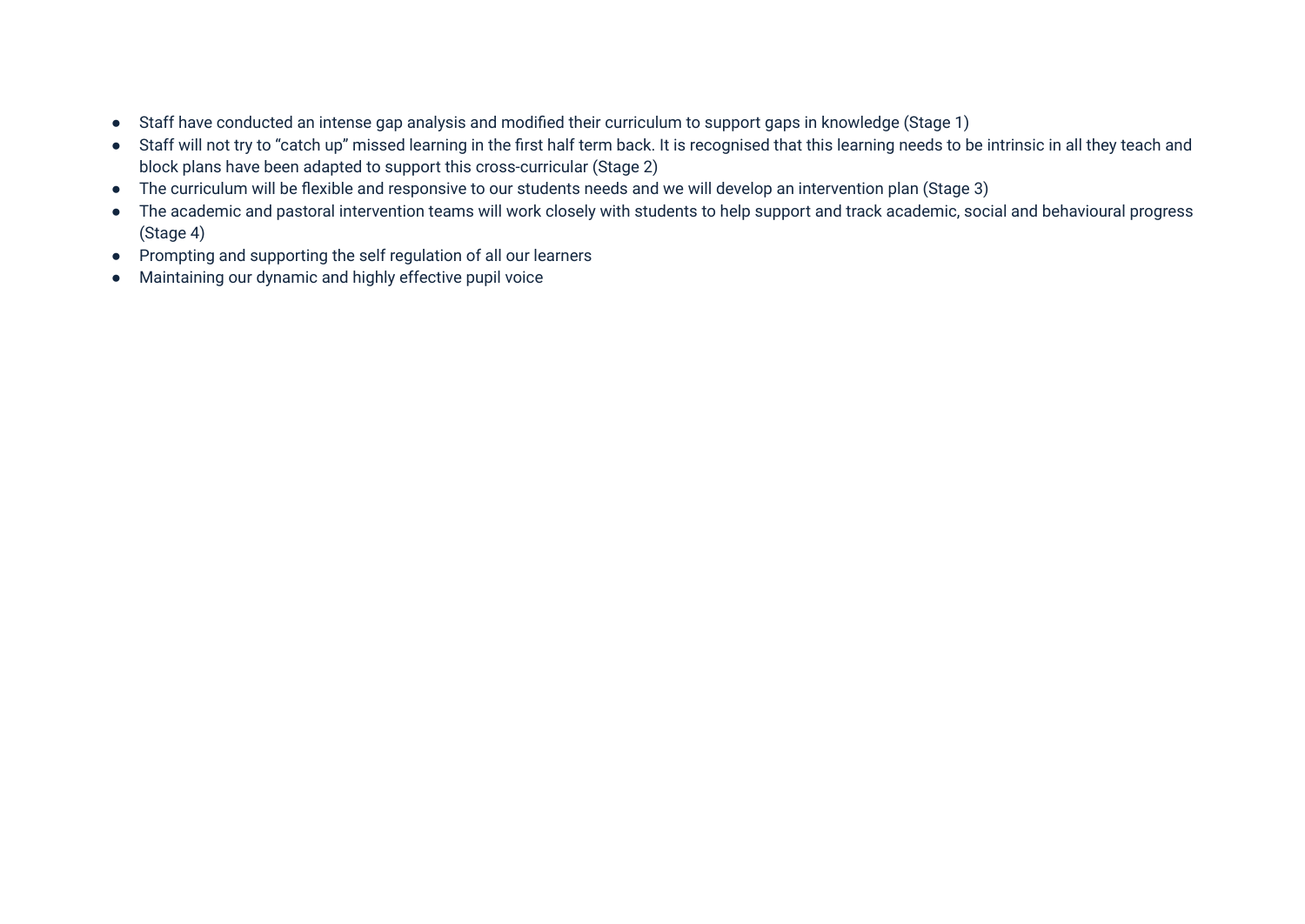- Staff have conducted an intense gap analysis and modified their curriculum to support gaps in knowledge (Stage 1)
- Staff will not try to “catch up” missed learning in the first half term back. It is recognised that this learning needs to be intrinsic in all they teach and block plans have been adapted to support this cross-curricular (Stage 2)
- The curriculum will be flexible and responsive to our students needs and we will develop an intervention plan (Stage 3)
- The academic and pastoral intervention teams will work closely with students to help support and track academic, social and behavioural progress (Stage 4)
- Prompting and supporting the self regulation of all our learners
- Maintaining our dynamic and highly effective pupil voice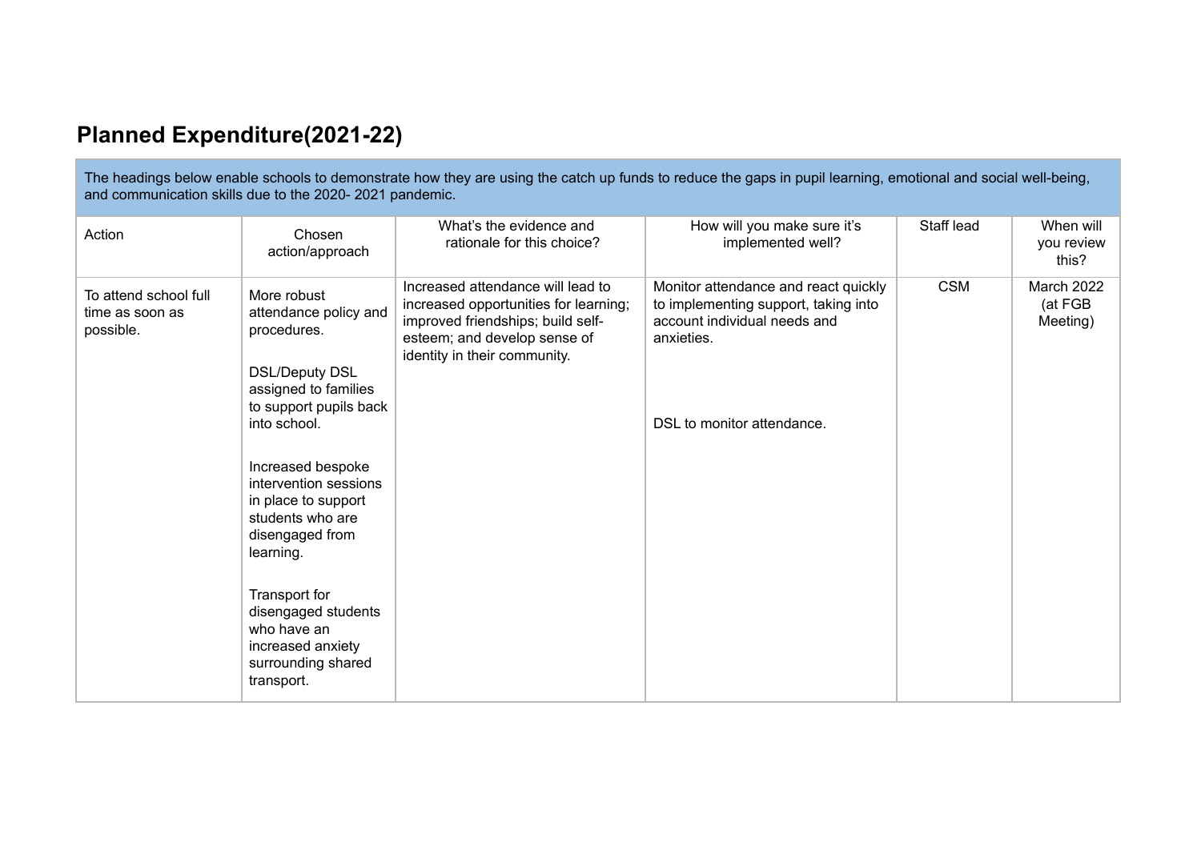## Planned Expenditure(2021-22)

| The headings below enable schools to demonstrate how they are using the catch up funds to reduce the gaps in pupil learning, emotional and social well-being, and communication skills due to the 2020- 2021 pandemic. | | | | | |
|---|---|---|---|---|---|
| Action | Chosen action/approach | What's the evidence and rationale for this choice? | How will you make sure it's implemented well? | Staff lead | When will you review this? |
| To attend school full time as soon as possible. | More robust attendance policy and procedures.<br><br>DSL/Deputy DSL assigned to families to support pupils back into school.<br><br>Increased bespoke intervention sessions in place to support students who are disengaged from learning.<br><br>Transport for disengaged students who have an increased anxiety surrounding shared transport. | Increased attendance will lead to increased opportunities for learning; improved friendships; build self-esteem; and develop sense of identity in their community. | Monitor attendance and react quickly to implementing support, taking into account individual needs and anxieties.<br><br>DSL to monitor attendance. | CSM | March 2022 (at FGB Meeting) |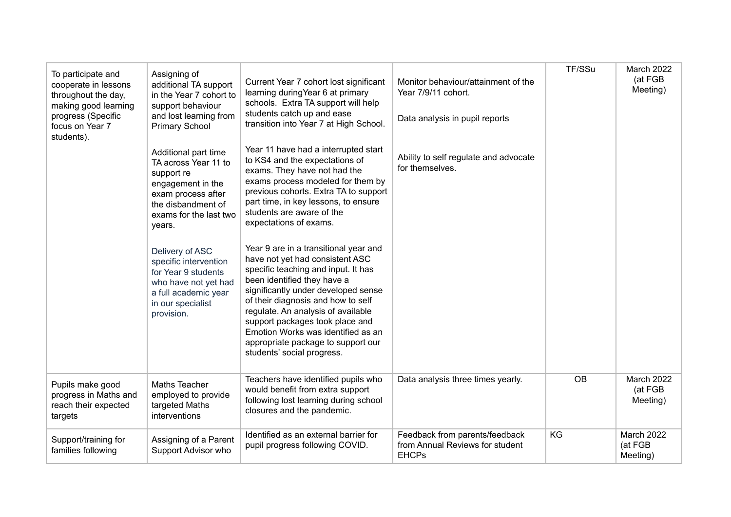| | | | | | |
|---|---|---|---|---|---|
| To participate and cooperate in lessons throughout the day, making good learning progress (Specific focus on Year 7 students). | Assigning of additional TA support in the Year 7 cohort to support behaviour and lost learning from Primary School<br><br>Additional part time TA across Year 11 to support re engagement in the exam process after the disbandment of exams for the last two years.<br><br>Delivery of ASC specific intervention for Year 9 students who have not yet had a full academic year in our specialist provision. | Current Year 7 cohort lost significant learning duringYear 6 at primary schools. Extra TA support will help students catch up and ease transition into Year 7 at High School.<br><br>Year 11 have had a interrupted start to KS4 and the expectations of exams. They have not had the exams process modeled for them by previous cohorts. Extra TA to support part time, in key lessons, to ensure students are aware of the expectations of exams.<br><br>Year 9 are in a transitional year and have not yet had consistent ASC specific teaching and input. It has been identified they have a significantly under developed sense of their diagnosis and how to self regulate. An analysis of available support packages took place and Emotion Works was identified as an appropriate package to support our students' social progress. | Monitor behaviour/attainment of the Year 7/9/11 cohort.<br><br>Data analysis in pupil reports<br><br>Ability to self regulate and advocate for themselves. | TF/SSu | March 2022 (at FGB Meeting) |
| Pupils make good progress in Maths and reach their expected targets | Maths Teacher employed to provide targeted Maths interventions | Teachers have identified pupils who would benefit from extra support following lost learning during school closures and the pandemic. | Data analysis three times yearly. | OB | March 2022 (at FGB Meeting) |
| Support/training for families following | Assigning of a Parent Support Advisor who | Identified as an external barrier for pupil progress following COVID. | Feedback from parents/feedback from Annual Reviews for student EHCPs | KG | March 2022 (at FGB Meeting) |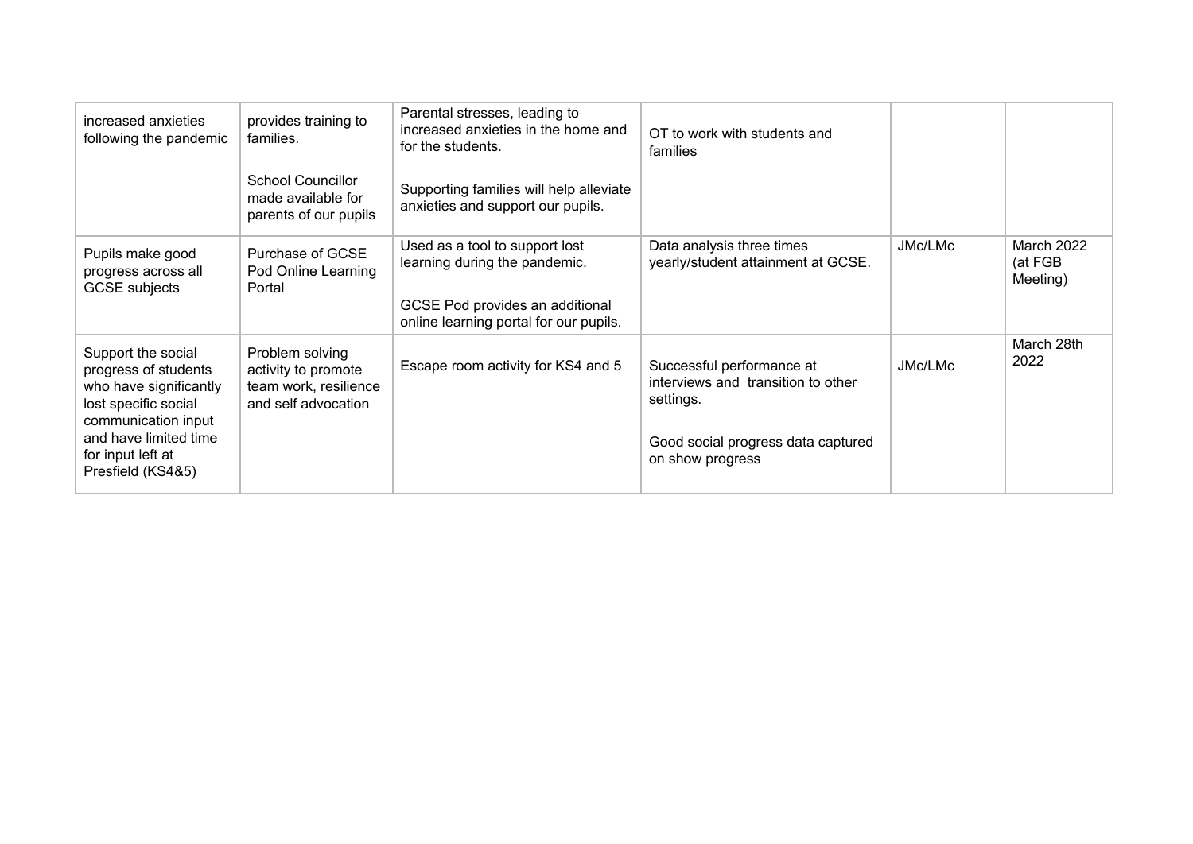| | | | | | |
|---|---|---|---|---|---|
| increased anxieties following the pandemic | provides training to families.<br><br>School Councillor made available for parents of our pupils | Parental stresses, leading to increased anxieties in the home and for the students.<br><br>Supporting families will help alleviate anxieties and support our pupils. | OT to work with students and families | | |
| Pupils make good progress across all GCSE subjects | Purchase of GCSE Pod Online Learning Portal | Used as a tool to support lost learning during the pandemic.<br><br>GCSE Pod provides an additional online learning portal for our pupils. | Data analysis three times yearly/student attainment at GCSE. | JMc/LMc | March 2022 (at FGB Meeting) |
| Support the social progress of students who have significantly lost specific social communication input and have limited time for input left at Presfield (KS4&5) | Problem solving activity to promote team work, resilience and self advocation | Escape room activity for KS4 and 5 | Successful performance at interviews and transition to other settings.<br><br>Good social progress data captured on show progress | JMc/LMc | March 28th 2022 |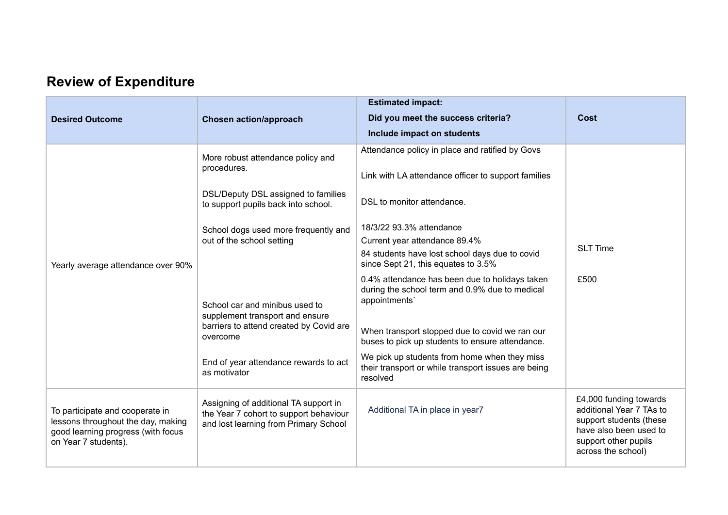## Review of Expenditure

| Desired Outcome | Chosen action/approach | Estimated impact: Did you meet the success criteria? Include impact on students | Cost |
|---|---|---|---|
| Yearly average attendance over 90% | More robust attendance policy and procedures.<br><br>DSL/Deputy DSL assigned to families to support pupils back into school.<br><br>School dogs used more frequently and out of the school setting<br><br>School car and minibus used to supplement transport and ensure barriers to attend created by Covid are overcome<br><br>End of year attendance rewards to act as motivator | Attendance policy in place and ratified by Govs<br><br>Link with LA attendance officer to support families<br><br>DSL to monitor attendance.<br><br>18/3/22 93.3% attendance<br>Current year attendance 89.4%<br>84 students have lost school days due to covid since Sept 21, this equates to 3.5%<br>0.4% attendance has been due to holidays taken during the school term and 0.9% due to medical appointments`<br><br>When transport stopped due to covid we ran our buses to pick up students to ensure attendance.<br>We pick up students from home when they miss their transport or while transport issues are being resolved | SLT Time<br><br>£500 |
| To participate and cooperate in lessons throughout the day, making good learning progress (with focus on Year 7 students). | Assigning of additional TA support in the Year 7 cohort to support behaviour and lost learning from Primary School | Additional TA in place in year7 | £4,000 funding towards additional Year 7 TAs to support students (these have also been used to support other pupils across the school) |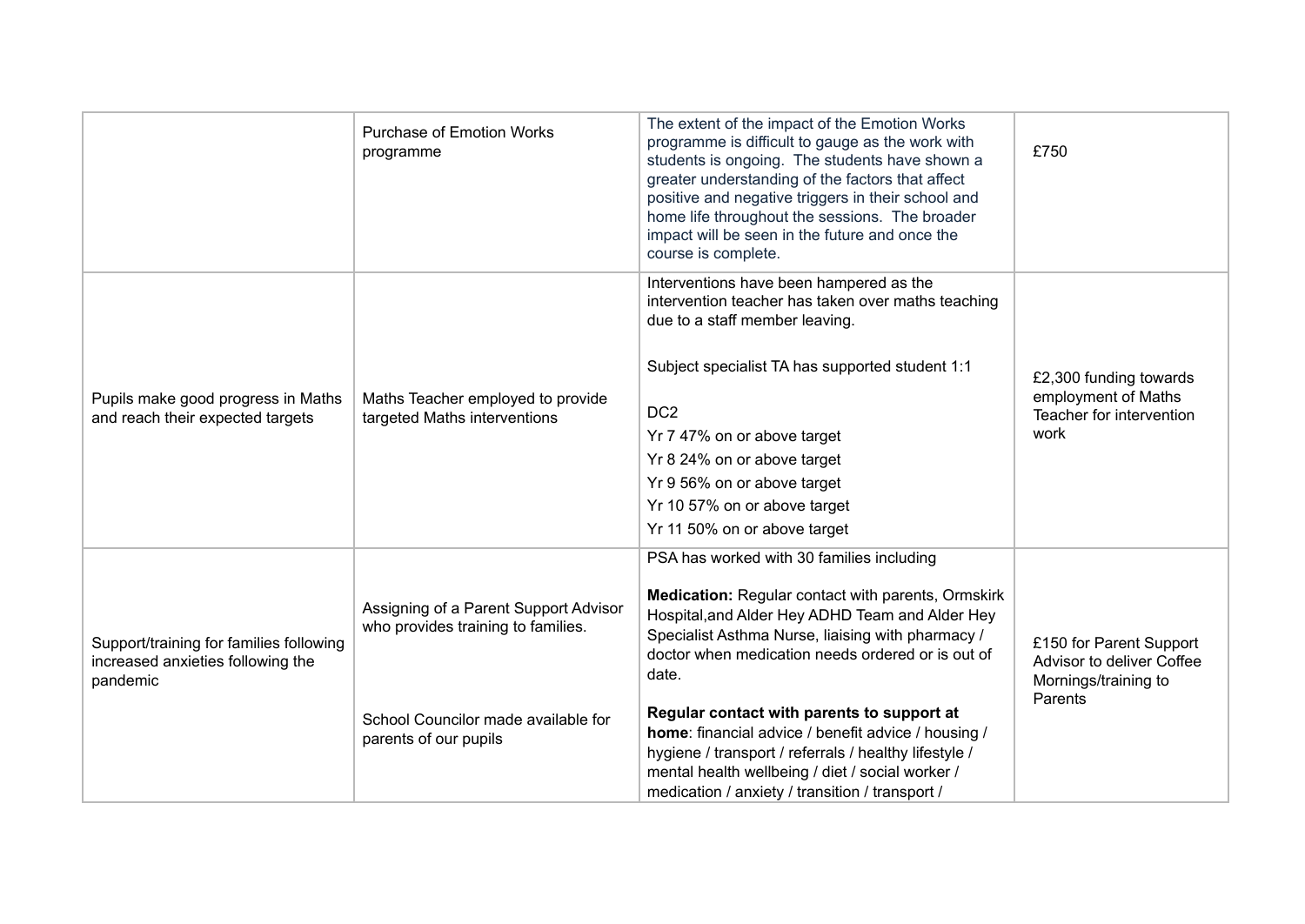| | | | |
|---|---|---|---|
| | Purchase of Emotion Works programme | The extent of the impact of the Emotion Works programme is difficult to gauge as the work with students is ongoing. The students have shown a greater understanding of the factors that affect positive and negative triggers in their school and home life throughout the sessions. The broader impact will be seen in the future and once the course is complete. | £750 |
| Pupils make good progress in Maths and reach their expected targets | Maths Teacher employed to provide targeted Maths interventions | Interventions have been hampered as the intervention teacher has taken over maths teaching due to a staff member leaving.<br><br>Subject specialist TA has supported student 1:1<br><br>DC2<br>Yr 7 47% on or above target<br>Yr 8 24% on or above target<br>Yr 9 56% on or above target<br>Yr 10 57% on or above target<br>Yr 11 50% on or above target | £2,300 funding towards employment of Maths Teacher for intervention work |
| Support/training for families following increased anxieties following the pandemic | Assigning of a Parent Support Advisor who provides training to families.<br><br>School Councilor made available for parents of our pupils | PSA has worked with 30 families including<br><br>**Medication:** Regular contact with parents, Ormskirk Hospital,and Alder Hey ADHD Team and Alder Hey Specialist Asthma Nurse, liaising with pharmacy / doctor when medication needs ordered or is out of date.<br><br>**Regular contact with parents to support at home**: financial advice / benefit advice / housing / hygiene / transport / referrals / healthy lifestyle / mental health wellbeing / diet / social worker / medication / anxiety / transition / transport / | £150 for Parent Support Advisor to deliver Coffee Mornings/training to Parents |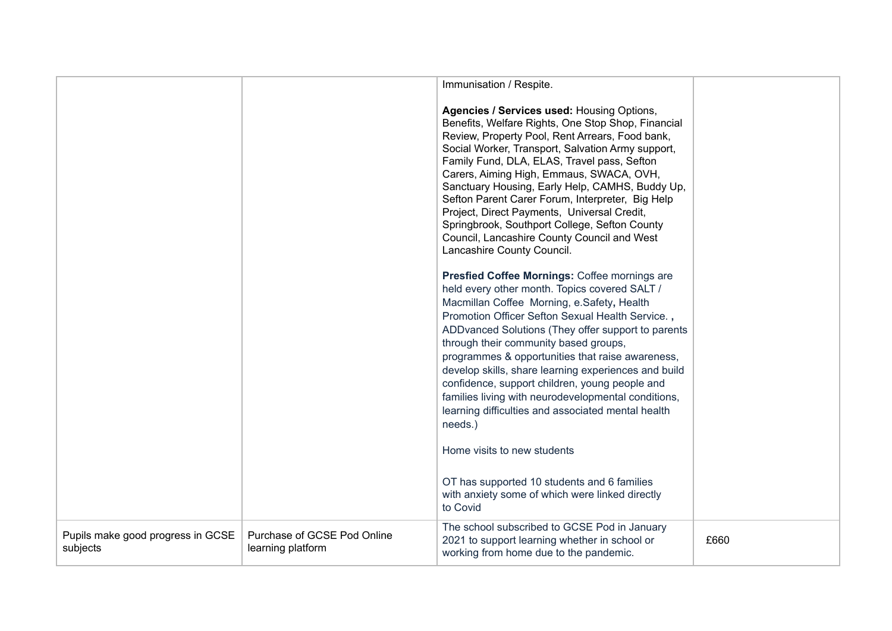| | | | |
|---|---|---|---|
| | | Immunisation / Respite.<br><br>**Agencies / Services used:** Housing Options, Benefits, Welfare Rights, One Stop Shop, Financial Review, Property Pool, Rent Arrears, Food bank, Social Worker, Transport, Salvation Army support, Family Fund, DLA, ELAS, Travel pass, Sefton Carers, Aiming High, Emmaus, SWACA, OVH, Sanctuary Housing, Early Help, CAMHS, Buddy Up, Sefton Parent Carer Forum, Interpreter, Big Help Project, Direct Payments, Universal Credit, Springbrook, Southport College, Sefton County Council, Lancashire County Council and West Lancashire County Council.<br><br>**Presfied Coffee Mornings:** Coffee mornings are held every other month. Topics covered SALT / Macmillan Coffee Morning, e.Safety**,** Health Promotion Officer Sefton Sexual Health Service. **,** ADDvanced Solutions (They offer support to parents through their community based groups, programmes & opportunities that raise awareness, develop skills, share learning experiences and build confidence, support children, young people and families living with neurodevelopmental conditions, learning difficulties and associated mental health needs.)<br><br>Home visits to new students<br><br>OT has supported 10 students and 6 families with anxiety some of which were linked directly to Covid | |
| Pupils make good progress in GCSE subjects | Purchase of GCSE Pod Online learning platform | The school subscribed to GCSE Pod in January 2021 to support learning whether in school or working from home due to the pandemic. | £660 |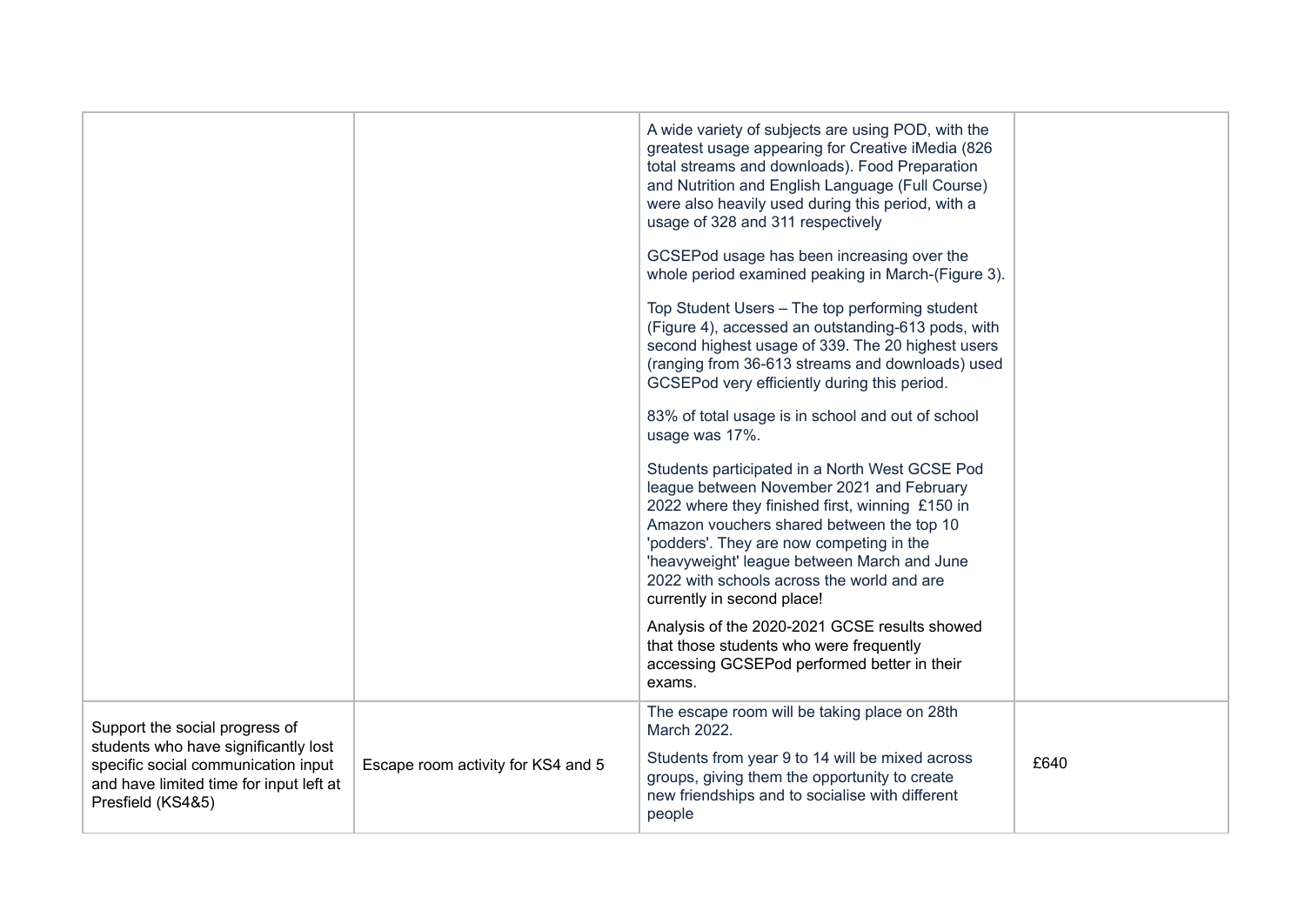| | | | |
|---|---|---|---|
| | | A wide variety of subjects are using POD, with the greatest usage appearing for Creative iMedia (826 total streams and downloads). Food Preparation and Nutrition and English Language (Full Course) were also heavily used during this period, with a usage of 328 and 311 respectively<br><br>GCSEPod usage has been increasing over the whole period examined peaking in March-(Figure 3).<br><br>Top Student Users – The top performing student (Figure 4), accessed an outstanding-613 pods, with second highest usage of 339. The 20 highest users (ranging from 36-613 streams and downloads) used GCSEPod very efficiently during this period.<br><br>83% of total usage is in school and out of school usage was 17%.<br><br>Students participated in a North West GCSE Pod league between November 2021 and February 2022 where they finished first, winning £150 in Amazon vouchers shared between the top 10 'podders'. They are now competing in the 'heavyweight' league between March and June 2022 with schools across the world and are currently in second place!<br><br>Analysis of the 2020-2021 GCSE results showed that those students who were frequently accessing GCSEPod performed better in their exams. | |
| Support the social progress of students who have significantly lost specific social communication input and have limited time for input left at Presfield (KS4&5) | Escape room activity for KS4 and 5 | The escape room will be taking place on 28th March 2022.<br><br>Students from year 9 to 14 will be mixed across groups, giving them the opportunity to create new friendships and to socialise with different people | £640 |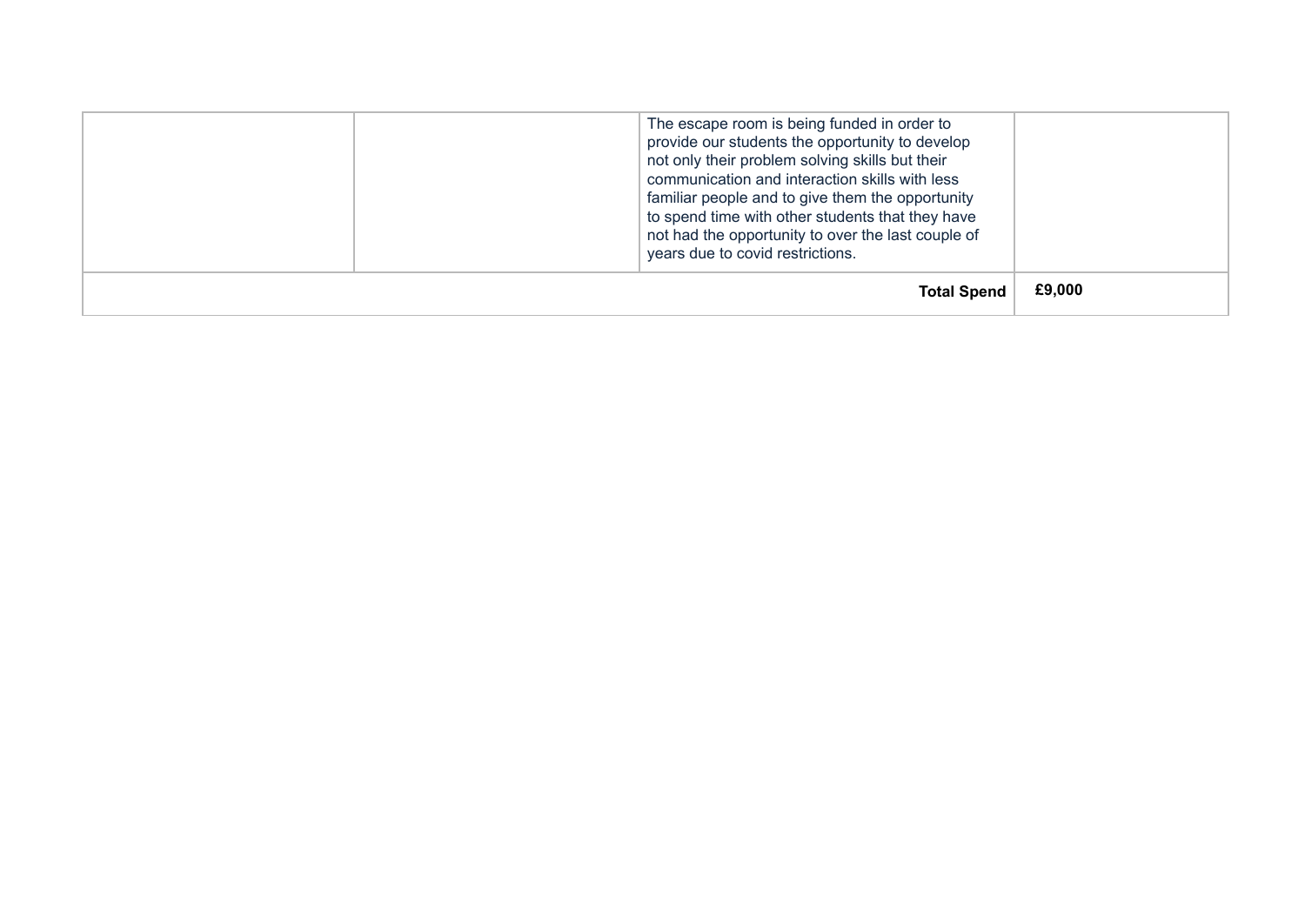| | | | |
|---|---|---|---|
| | | The escape room is being funded in order to provide our students the opportunity to develop not only their problem solving skills but their communication and interaction skills with less familiar people and to give them the opportunity to spend time with other students that they have not had the opportunity to over the last couple of years due to covid restrictions. | |
| | | **Total Spend** | **£9,000** |